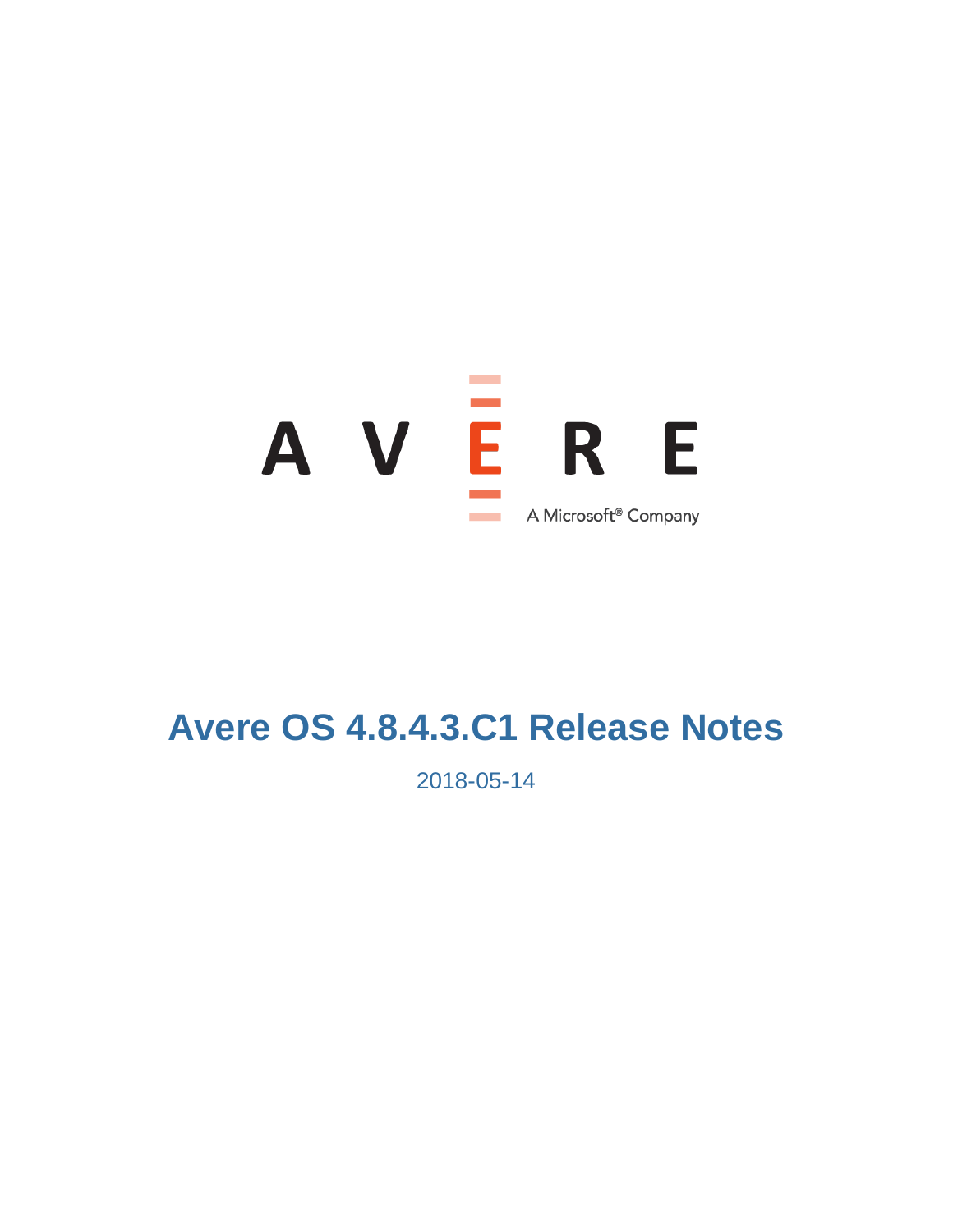AVERE

A Microsoft® Company

# Avere OS 4.8.4.3.C1 Release Notes

2018-05-14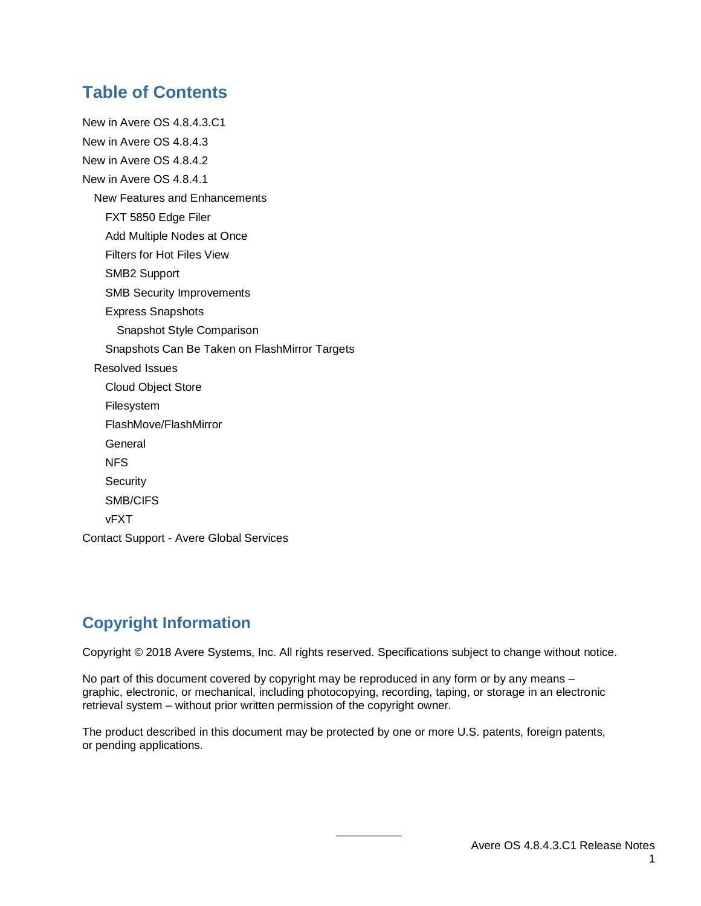## Table of Contents

New in Avere OS 4.8.4.3.C1

New in Avere OS 4.8.4.3

New in Avere OS 4.8.4.2

New in Avere OS 4.8.4.1

- New Features and Enhancements
  - FXT 5850 Edge Filer
  - Add Multiple Nodes at Once
  - Filters for Hot Files View
  - SMB2 Support
  - SMB Security Improvements
  - Express Snapshots
    - Snapshot Style Comparison
  - Snapshots Can Be Taken on FlashMirror Targets
- Resolved Issues
  - Cloud Object Store
  - Filesystem
  - FlashMove/FlashMirror
  - General
  - NFS
  - Security
  - SMB/CIFS
  - vFXT

Contact Support - Avere Global Services

## Copyright Information

Copyright © 2018 Avere Systems, Inc. All rights reserved. Specifications subject to change without notice.

No part of this document covered by copyright may be reproduced in any form or by any means – graphic, electronic, or mechanical, including photocopying, recording, taping, or storage in an electronic retrieval system – without prior written permission of the copyright owner.

The product described in this document may be protected by one or more U.S. patents, foreign patents, or pending applications.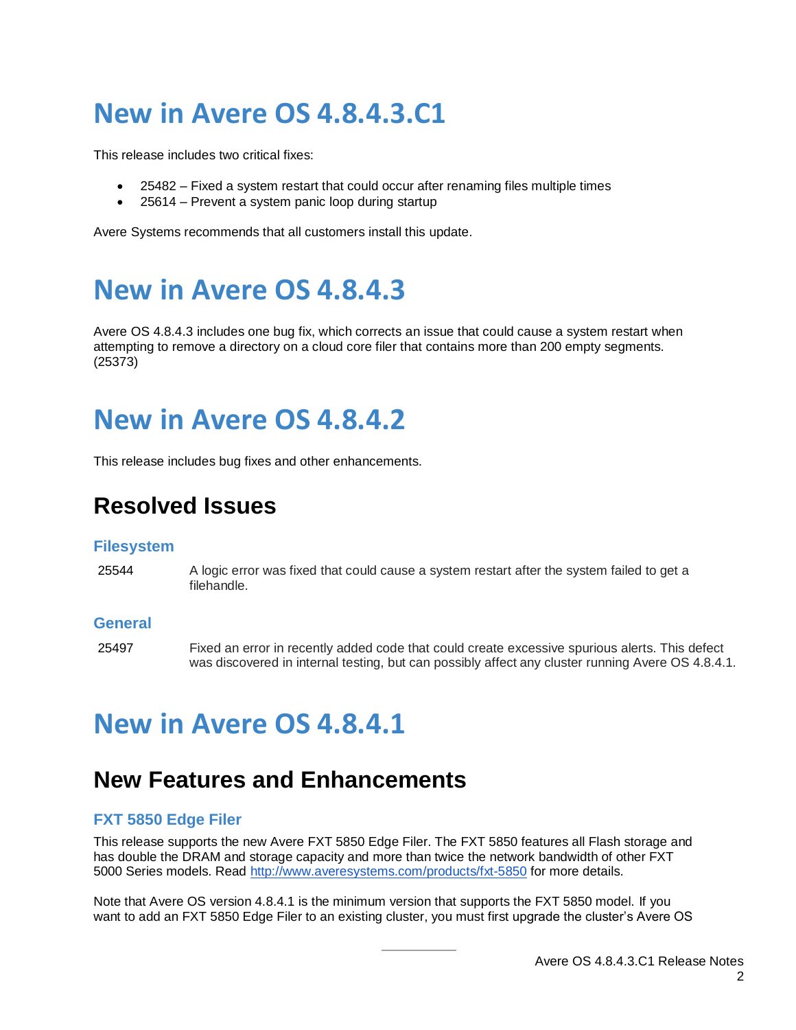# New in Avere OS 4.8.4.3.C1

This release includes two critical fixes:

- 25482 – Fixed a system restart that could occur after renaming files multiple times
- 25614 – Prevent a system panic loop during startup

Avere Systems recommends that all customers install this update.

# New in Avere OS 4.8.4.3

Avere OS 4.8.4.3 includes one bug fix, which corrects an issue that could cause a system restart when attempting to remove a directory on a cloud core filer that contains more than 200 empty segments. (25373)

# New in Avere OS 4.8.4.2

This release includes bug fixes and other enhancements.

## Resolved Issues

### Filesystem

| | |
|---|---|
| 25544 | A logic error was fixed that could cause a system restart after the system failed to get a filehandle. |

### General

| | |
|---|---|
| 25497 | Fixed an error in recently added code that could create excessive spurious alerts. This defect was discovered in internal testing, but can possibly affect any cluster running Avere OS 4.8.4.1. |

# New in Avere OS 4.8.4.1

## New Features and Enhancements

### FXT 5850 Edge Filer

This release supports the new Avere FXT 5850 Edge Filer. The FXT 5850 features all Flash storage and has double the DRAM and storage capacity and more than twice the network bandwidth of other FXT 5000 Series models. Read http://www.averesystems.com/products/fxt-5850 for more details.

Note that Avere OS version 4.8.4.1 is the minimum version that supports the FXT 5850 model. If you want to add an FXT 5850 Edge Filer to an existing cluster, you must first upgrade the cluster's Avere OS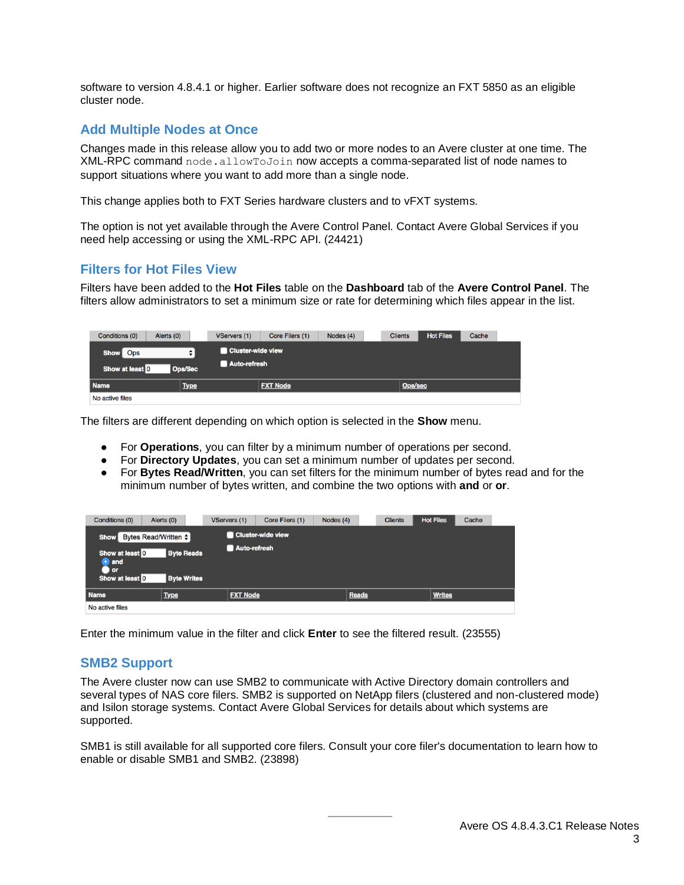software to version 4.8.4.1 or higher. Earlier software does not recognize an FXT 5850 as an eligible cluster node.

## Add Multiple Nodes at Once

Changes made in this release allow you to add two or more nodes to an Avere cluster at one time. The XML-RPC command `node.allowToJoin` now accepts a comma-separated list of node names to support situations where you want to add more than a single node.

This change applies both to FXT Series hardware clusters and to vFXT systems.

The option is not yet available through the Avere Control Panel. Contact Avere Global Services if you need help accessing or using the XML-RPC API. (24421)

## Filters for Hot Files View

Filters have been added to the **Hot Files** table on the **Dashboard** tab of the **Avere Control Panel**. The filters allow administrators to set a minimum size or rate for determining which files appear in the list.

The filters are different depending on which option is selected in the **Show** menu.

- For **Operations**, you can filter by a minimum number of operations per second.
- For **Directory Updates**, you can set a minimum number of updates per second.
- For **Bytes Read/Written**, you can set filters for the minimum number of bytes read and for the minimum number of bytes written, and combine the two options with **and** or **or**.

Enter the minimum value in the filter and click **Enter** to see the filtered result. (23555)

## SMB2 Support

The Avere cluster now can use SMB2 to communicate with Active Directory domain controllers and several types of NAS core filers. SMB2 is supported on NetApp filers (clustered and non-clustered mode) and Isilon storage systems. Contact Avere Global Services for details about which systems are supported.

SMB1 is still available for all supported core filers. Consult your core filer's documentation to learn how to enable or disable SMB1 and SMB2. (23898)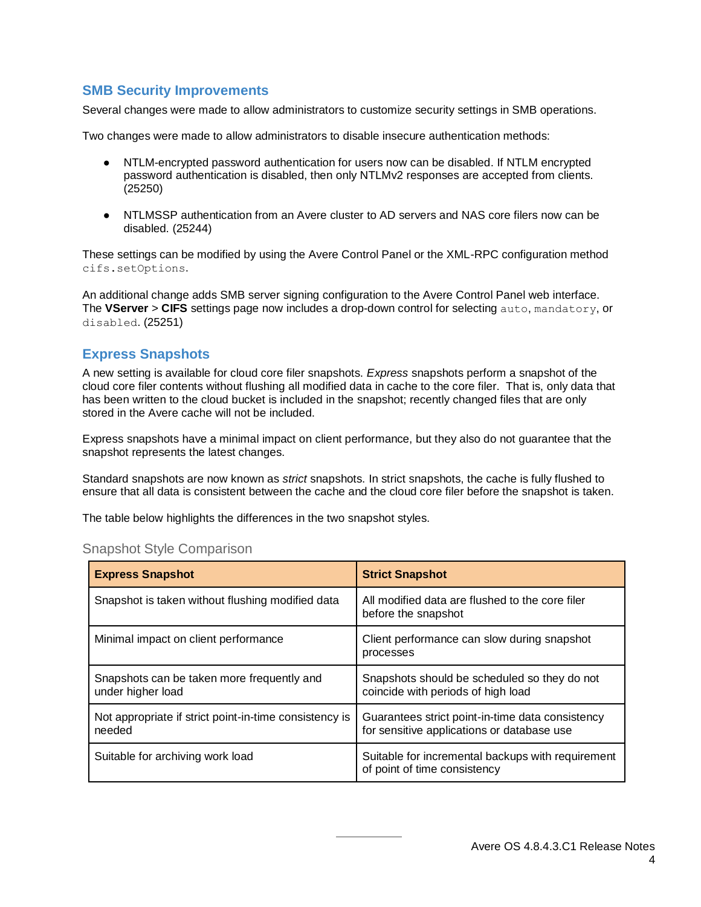## SMB Security Improvements

Several changes were made to allow administrators to customize security settings in SMB operations.

Two changes were made to allow administrators to disable insecure authentication methods:

- NTLM-encrypted password authentication for users now can be disabled. If NTLM encrypted password authentication is disabled, then only NTLMv2 responses are accepted from clients. (25250)
- NTLMSSP authentication from an Avere cluster to AD servers and NAS core filers now can be disabled. (25244)

These settings can be modified by using the Avere Control Panel or the XML-RPC configuration method `cifs.setOptions`.

An additional change adds SMB server signing configuration to the Avere Control Panel web interface. The **VServer** > **CIFS** settings page now includes a drop-down control for selecting `auto`, `mandatory`, or `disabled`. (25251)

## Express Snapshots

A new setting is available for cloud core filer snapshots. *Express* snapshots perform a snapshot of the cloud core filer contents without flushing all modified data in cache to the core filer. That is, only data that has been written to the cloud bucket is included in the snapshot; recently changed files that are only stored in the Avere cache will not be included.

Express snapshots have a minimal impact on client performance, but they also do not guarantee that the snapshot represents the latest changes.

Standard snapshots are now known as *strict* snapshots. In strict snapshots, the cache is fully flushed to ensure that all data is consistent between the cache and the cloud core filer before the snapshot is taken.

The table below highlights the differences in the two snapshot styles.

### Snapshot Style Comparison

| **Express Snapshot** | **Strict Snapshot** |
|---|---|
| Snapshot is taken without flushing modified data | All modified data are flushed to the core filer before the snapshot |
| Minimal impact on client performance | Client performance can slow during snapshot processes |
| Snapshots can be taken more frequently and under higher load | Snapshots should be scheduled so they do not coincide with periods of high load |
| Not appropriate if strict point-in-time consistency is needed | Guarantees strict point-in-time data consistency for sensitive applications or database use |
| Suitable for archiving work load | Suitable for incremental backups with requirement of point of time consistency |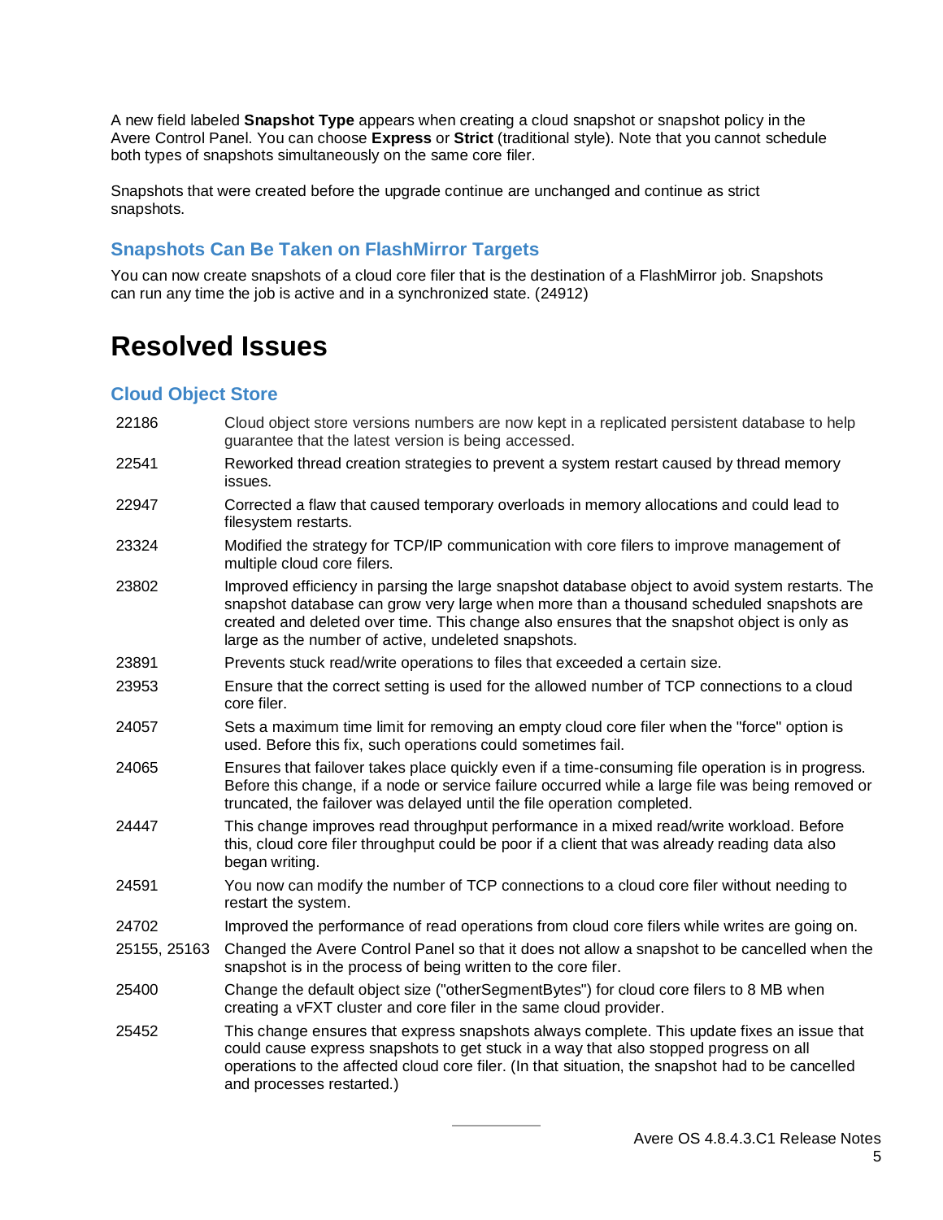A new field labeled **Snapshot Type** appears when creating a cloud snapshot or snapshot policy in the Avere Control Panel. You can choose **Express** or **Strict** (traditional style). Note that you cannot schedule both types of snapshots simultaneously on the same core filer.

Snapshots that were created before the upgrade continue are unchanged and continue as strict snapshots.

### Snapshots Can Be Taken on FlashMirror Targets

You can now create snapshots of a cloud core filer that is the destination of a FlashMirror job. Snapshots can run any time the job is active and in a synchronized state. (24912)

# Resolved Issues

### Cloud Object Store

| | |
|---|---|
| 22186 | Cloud object store versions numbers are now kept in a replicated persistent database to help guarantee that the latest version is being accessed. |
| 22541 | Reworked thread creation strategies to prevent a system restart caused by thread memory issues. |
| 22947 | Corrected a flaw that caused temporary overloads in memory allocations and could lead to filesystem restarts. |
| 23324 | Modified the strategy for TCP/IP communication with core filers to improve management of multiple cloud core filers. |
| 23802 | Improved efficiency in parsing the large snapshot database object to avoid system restarts. The snapshot database can grow very large when more than a thousand scheduled snapshots are created and deleted over time. This change also ensures that the snapshot object is only as large as the number of active, undeleted snapshots. |
| 23891 | Prevents stuck read/write operations to files that exceeded a certain size. |
| 23953 | Ensure that the correct setting is used for the allowed number of TCP connections to a cloud core filer. |
| 24057 | Sets a maximum time limit for removing an empty cloud core filer when the "force" option is used. Before this fix, such operations could sometimes fail. |
| 24065 | Ensures that failover takes place quickly even if a time-consuming file operation is in progress. Before this change, if a node or service failure occurred while a large file was being removed or truncated, the failover was delayed until the file operation completed. |
| 24447 | This change improves read throughput performance in a mixed read/write workload. Before this, cloud core filer throughput could be poor if a client that was already reading data also began writing. |
| 24591 | You now can modify the number of TCP connections to a cloud core filer without needing to restart the system. |
| 24702 | Improved the performance of read operations from cloud core filers while writes are going on. |
| 25155, 25163 | Changed the Avere Control Panel so that it does not allow a snapshot to be cancelled when the snapshot is in the process of being written to the core filer. |
| 25400 | Change the default object size ("otherSegmentBytes") for cloud core filers to 8 MB when creating a vFXT cluster and core filer in the same cloud provider. |
| 25452 | This change ensures that express snapshots always complete. This update fixes an issue that could cause express snapshots to get stuck in a way that also stopped progress on all operations to the affected cloud core filer. (In that situation, the snapshot had to be cancelled and processes restarted.) |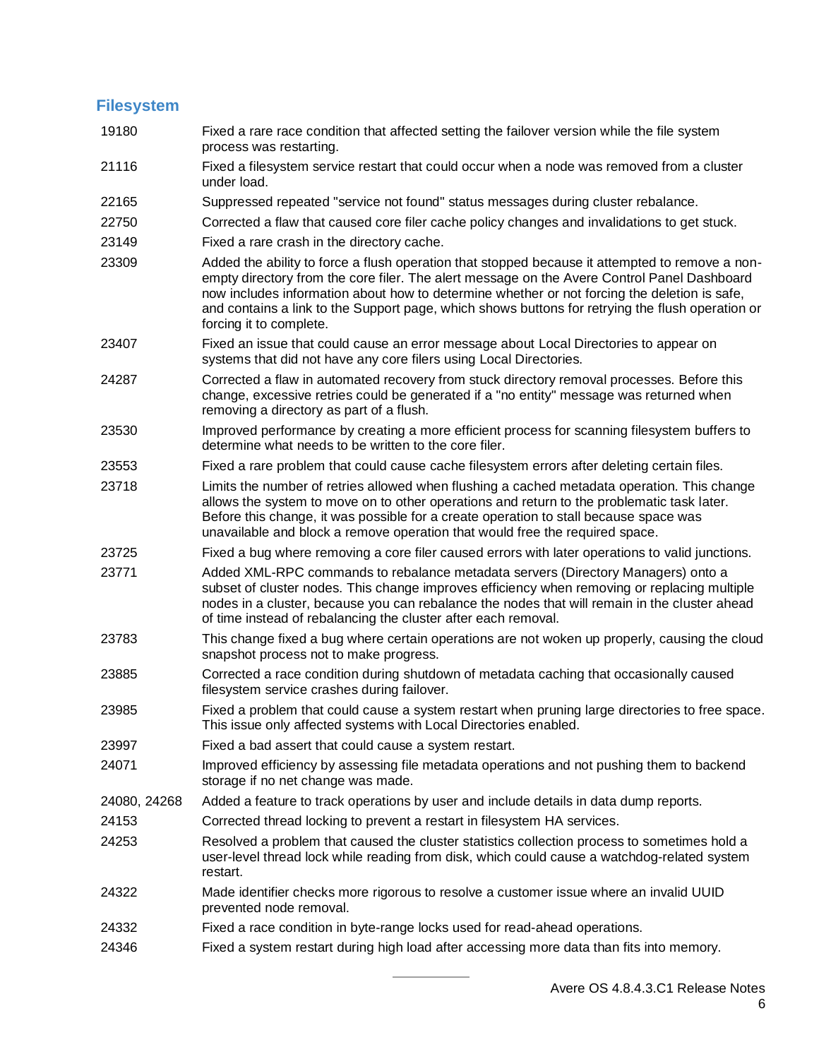## Filesystem

| | |
|---|---|
| 19180 | Fixed a rare race condition that affected setting the failover version while the file system process was restarting. |
| 21116 | Fixed a filesystem service restart that could occur when a node was removed from a cluster under load. |
| 22165 | Suppressed repeated "service not found" status messages during cluster rebalance. |
| 22750 | Corrected a flaw that caused core filer cache policy changes and invalidations to get stuck. |
| 23149 | Fixed a rare crash in the directory cache. |
| 23309 | Added the ability to force a flush operation that stopped because it attempted to remove a non-empty directory from the core filer. The alert message on the Avere Control Panel Dashboard now includes information about how to determine whether or not forcing the deletion is safe, and contains a link to the Support page, which shows buttons for retrying the flush operation or forcing it to complete. |
| 23407 | Fixed an issue that could cause an error message about Local Directories to appear on systems that did not have any core filers using Local Directories. |
| 24287 | Corrected a flaw in automated recovery from stuck directory removal processes. Before this change, excessive retries could be generated if a "no entity" message was returned when removing a directory as part of a flush. |
| 23530 | Improved performance by creating a more efficient process for scanning filesystem buffers to determine what needs to be written to the core filer. |
| 23553 | Fixed a rare problem that could cause cache filesystem errors after deleting certain files. |
| 23718 | Limits the number of retries allowed when flushing a cached metadata operation. This change allows the system to move on to other operations and return to the problematic task later. Before this change, it was possible for a create operation to stall because space was unavailable and block a remove operation that would free the required space. |
| 23725 | Fixed a bug where removing a core filer caused errors with later operations to valid junctions. |
| 23771 | Added XML-RPC commands to rebalance metadata servers (Directory Managers) onto a subset of cluster nodes. This change improves efficiency when removing or replacing multiple nodes in a cluster, because you can rebalance the nodes that will remain in the cluster ahead of time instead of rebalancing the cluster after each removal. |
| 23783 | This change fixed a bug where certain operations are not woken up properly, causing the cloud snapshot process not to make progress. |
| 23885 | Corrected a race condition during shutdown of metadata caching that occasionally caused filesystem service crashes during failover. |
| 23985 | Fixed a problem that could cause a system restart when pruning large directories to free space. This issue only affected systems with Local Directories enabled. |
| 23997 | Fixed a bad assert that could cause a system restart. |
| 24071 | Improved efficiency by assessing file metadata operations and not pushing them to backend storage if no net change was made. |
| 24080, 24268 | Added a feature to track operations by user and include details in data dump reports. |
| 24153 | Corrected thread locking to prevent a restart in filesystem HA services. |
| 24253 | Resolved a problem that caused the cluster statistics collection process to sometimes hold a user-level thread lock while reading from disk, which could cause a watchdog-related system restart. |
| 24322 | Made identifier checks more rigorous to resolve a customer issue where an invalid UUID prevented node removal. |
| 24332 | Fixed a race condition in byte-range locks used for read-ahead operations. |
| 24346 | Fixed a system restart during high load after accessing more data than fits into memory. |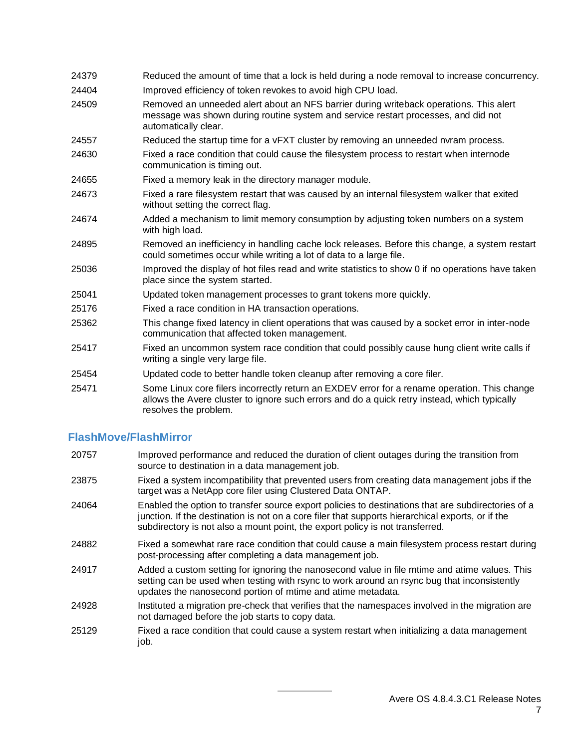| | |
|---|---|
| 24379 | Reduced the amount of time that a lock is held during a node removal to increase concurrency. |
| 24404 | Improved efficiency of token revokes to avoid high CPU load. |
| 24509 | Removed an unneeded alert about an NFS barrier during writeback operations. This alert message was shown during routine system and service restart processes, and did not automatically clear. |
| 24557 | Reduced the startup time for a vFXT cluster by removing an unneeded nvram process. |
| 24630 | Fixed a race condition that could cause the filesystem process to restart when internode communication is timing out. |
| 24655 | Fixed a memory leak in the directory manager module. |
| 24673 | Fixed a rare filesystem restart that was caused by an internal filesystem walker that exited without setting the correct flag. |
| 24674 | Added a mechanism to limit memory consumption by adjusting token numbers on a system with high load. |
| 24895 | Removed an inefficiency in handling cache lock releases. Before this change, a system restart could sometimes occur while writing a lot of data to a large file. |
| 25036 | Improved the display of hot files read and write statistics to show 0 if no operations have taken place since the system started. |
| 25041 | Updated token management processes to grant tokens more quickly. |
| 25176 | Fixed a race condition in HA transaction operations. |
| 25362 | This change fixed latency in client operations that was caused by a socket error in inter-node communication that affected token management. |
| 25417 | Fixed an uncommon system race condition that could possibly cause hung client write calls if writing a single very large file. |
| 25454 | Updated code to better handle token cleanup after removing a core filer. |
| 25471 | Some Linux core filers incorrectly return an EXDEV error for a rename operation. This change allows the Avere cluster to ignore such errors and do a quick retry instead, which typically resolves the problem. |

## FlashMove/FlashMirror

| | |
|---|---|
| 20757 | Improved performance and reduced the duration of client outages during the transition from source to destination in a data management job. |
| 23875 | Fixed a system incompatibility that prevented users from creating data management jobs if the target was a NetApp core filer using Clustered Data ONTAP. |
| 24064 | Enabled the option to transfer source export policies to destinations that are subdirectories of a junction. If the destination is not on a core filer that supports hierarchical exports, or if the subdirectory is not also a mount point, the export policy is not transferred. |
| 24882 | Fixed a somewhat rare race condition that could cause a main filesystem process restart during post-processing after completing a data management job. |
| 24917 | Added a custom setting for ignoring the nanosecond value in file mtime and atime values. This setting can be used when testing with rsync to work around an rsync bug that inconsistently updates the nanosecond portion of mtime and atime metadata. |
| 24928 | Instituted a migration pre-check that verifies that the namespaces involved in the migration are not damaged before the job starts to copy data. |
| 25129 | Fixed a race condition that could cause a system restart when initializing a data management job. |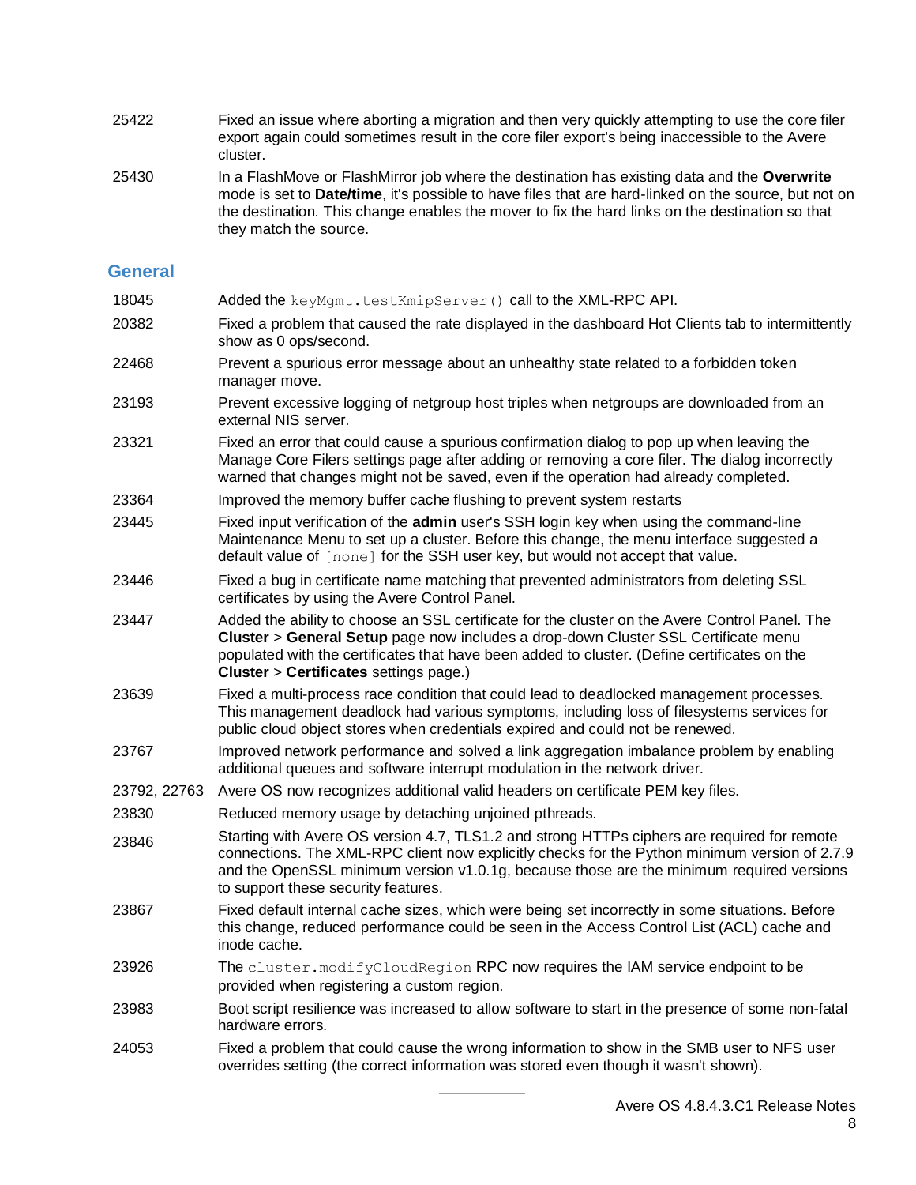| | |
|---|---|
| 25422 | Fixed an issue where aborting a migration and then very quickly attempting to use the core filer export again could sometimes result in the core filer export's being inaccessible to the Avere cluster. |
| 25430 | In a FlashMove or FlashMirror job where the destination has existing data and the **Overwrite** mode is set to **Date/time**, it's possible to have files that are hard-linked on the source, but not on the destination. This change enables the mover to fix the hard links on the destination so that they match the source. |

## General

| | |
|---|---|
| 18045 | Added the `keyMgmt.testKmipServer()` call to the XML-RPC API. |
| 20382 | Fixed a problem that caused the rate displayed in the dashboard Hot Clients tab to intermittently show as 0 ops/second. |
| 22468 | Prevent a spurious error message about an unhealthy state related to a forbidden token manager move. |
| 23193 | Prevent excessive logging of netgroup host triples when netgroups are downloaded from an external NIS server. |
| 23321 | Fixed an error that could cause a spurious confirmation dialog to pop up when leaving the Manage Core Filers settings page after adding or removing a core filer. The dialog incorrectly warned that changes might not be saved, even if the operation had already completed. |
| 23364 | Improved the memory buffer cache flushing to prevent system restarts |
| 23445 | Fixed input verification of the **admin** user's SSH login key when using the command-line Maintenance Menu to set up a cluster. Before this change, the menu interface suggested a default value of `[none]` for the SSH user key, but would not accept that value. |
| 23446 | Fixed a bug in certificate name matching that prevented administrators from deleting SSL certificates by using the Avere Control Panel. |
| 23447 | Added the ability to choose an SSL certificate for the cluster on the Avere Control Panel. The **Cluster** > **General Setup** page now includes a drop-down Cluster SSL Certificate menu populated with the certificates that have been added to cluster. (Define certificates on the **Cluster** > **Certificates** settings page.) |
| 23639 | Fixed a multi-process race condition that could lead to deadlocked management processes. This management deadlock had various symptoms, including loss of filesystems services for public cloud object stores when credentials expired and could not be renewed. |
| 23767 | Improved network performance and solved a link aggregation imbalance problem by enabling additional queues and software interrupt modulation in the network driver. |
| 23792, 22763 | Avere OS now recognizes additional valid headers on certificate PEM key files. |
| 23830 | Reduced memory usage by detaching unjoined pthreads. |
| 23846 | Starting with Avere OS version 4.7, TLS1.2 and strong HTTPs ciphers are required for remote connections. The XML-RPC client now explicitly checks for the Python minimum version of 2.7.9 and the OpenSSL minimum version v1.0.1g, because those are the minimum required versions to support these security features. |
| 23867 | Fixed default internal cache sizes, which were being set incorrectly in some situations. Before this change, reduced performance could be seen in the Access Control List (ACL) cache and inode cache. |
| 23926 | The `cluster.modifyCloudRegion` RPC now requires the IAM service endpoint to be provided when registering a custom region. |
| 23983 | Boot script resilience was increased to allow software to start in the presence of some non-fatal hardware errors. |
| 24053 | Fixed a problem that could cause the wrong information to show in the SMB user to NFS user overrides setting (the correct information was stored even though it wasn't shown). |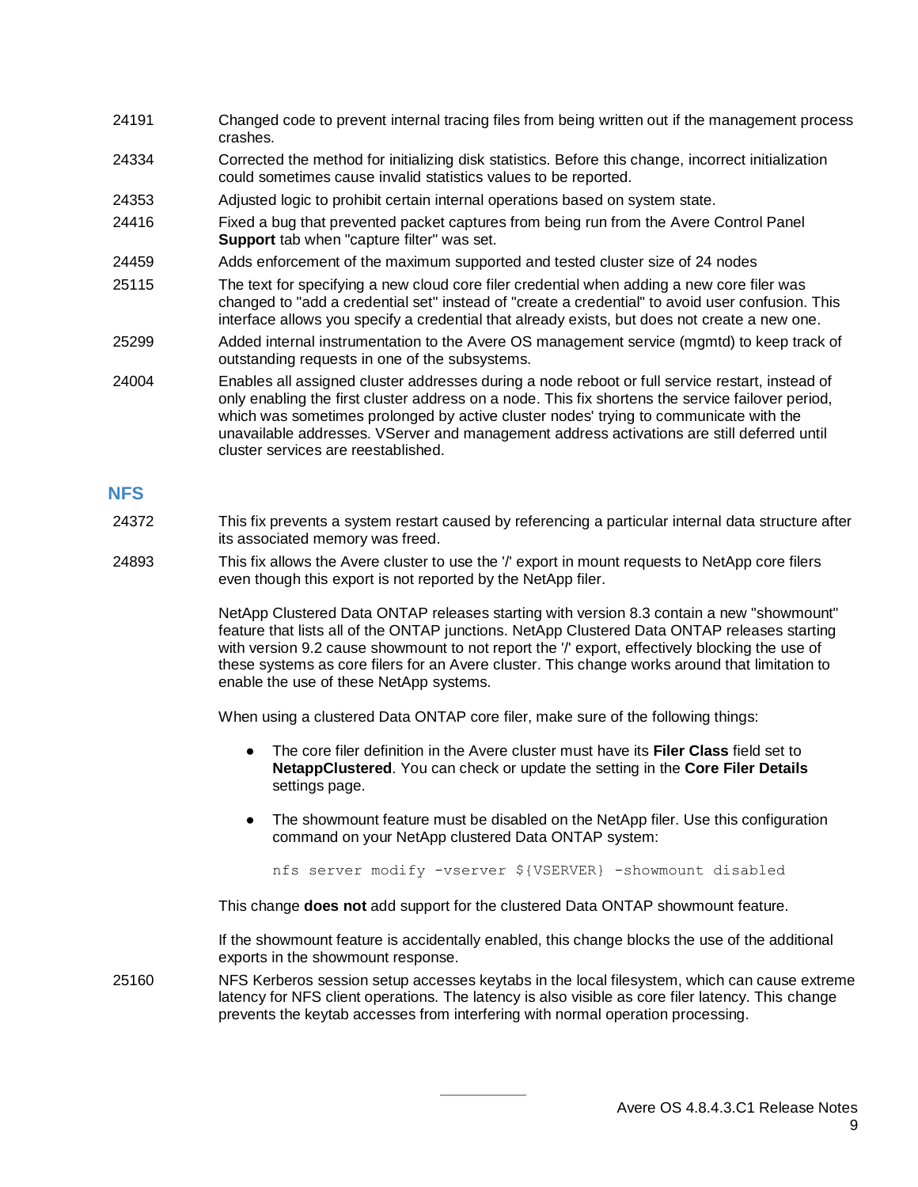| | |
|---|---|
| 24191 | Changed code to prevent internal tracing files from being written out if the management process crashes. |
| 24334 | Corrected the method for initializing disk statistics. Before this change, incorrect initialization could sometimes cause invalid statistics values to be reported. |
| 24353 | Adjusted logic to prohibit certain internal operations based on system state. |
| 24416 | Fixed a bug that prevented packet captures from being run from the Avere Control Panel **Support** tab when "capture filter" was set. |
| 24459 | Adds enforcement of the maximum supported and tested cluster size of 24 nodes |
| 25115 | The text for specifying a new cloud core filer credential when adding a new core filer was changed to "add a credential set" instead of "create a credential" to avoid user confusion. This interface allows you specify a credential that already exists, but does not create a new one. |
| 25299 | Added internal instrumentation to the Avere OS management service (mgmtd) to keep track of outstanding requests in one of the subsystems. |
| 24004 | Enables all assigned cluster addresses during a node reboot or full service restart, instead of only enabling the first cluster address on a node. This fix shortens the service failover period, which was sometimes prolonged by active cluster nodes' trying to communicate with the unavailable addresses. VServer and management address activations are still deferred until cluster services are reestablished. |

## NFS

**24372** This fix prevents a system restart caused by referencing a particular internal data structure after its associated memory was freed.

**24893** This fix allows the Avere cluster to use the '/' export in mount requests to NetApp core filers even though this export is not reported by the NetApp filer.

NetApp Clustered Data ONTAP releases starting with version 8.3 contain a new "showmount" feature that lists all of the ONTAP junctions. NetApp Clustered Data ONTAP releases starting with version 9.2 cause showmount to not report the '/' export, effectively blocking the use of these systems as core filers for an Avere cluster. This change works around that limitation to enable the use of these NetApp systems.

When using a clustered Data ONTAP core filer, make sure of the following things:

- The core filer definition in the Avere cluster must have its **Filer Class** field set to **NetappClustered**. You can check or update the setting in the **Core Filer Details** settings page.
- The showmount feature must be disabled on the NetApp filer. Use this configuration command on your NetApp clustered Data ONTAP system:

```
nfs server modify -vserver ${VSERVER} -showmount disabled
```

This change **does not** add support for the clustered Data ONTAP showmount feature.

If the showmount feature is accidentally enabled, this change blocks the use of the additional exports in the showmount response.

**25160** NFS Kerberos session setup accesses keytabs in the local filesystem, which can cause extreme latency for NFS client operations. The latency is also visible as core filer latency. This change prevents the keytab accesses from interfering with normal operation processing.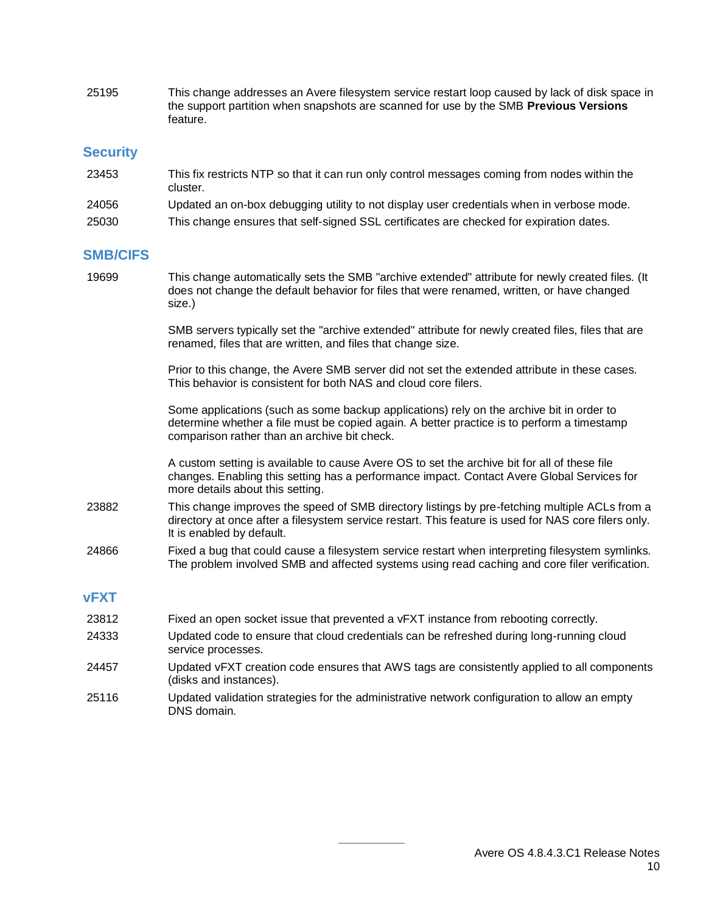| | |
|---|---|
| 25195 | This change addresses an Avere filesystem service restart loop caused by lack of disk space in the support partition when snapshots are scanned for use by the SMB **Previous Versions** feature. |

## Security

| | |
|---|---|
| 23453 | This fix restricts NTP so that it can run only control messages coming from nodes within the cluster. |
| 24056 | Updated an on-box debugging utility to not display user credentials when in verbose mode. |
| 25030 | This change ensures that self-signed SSL certificates are checked for expiration dates. |

## SMB/CIFS

| | |
|---|---|
| 19699 | This change automatically sets the SMB "archive extended" attribute for newly created files. (It does not change the default behavior for files that were renamed, written, or have changed size.)<br><br>SMB servers typically set the "archive extended" attribute for newly created files, files that are renamed, files that are written, and files that change size.<br><br>Prior to this change, the Avere SMB server did not set the extended attribute in these cases. This behavior is consistent for both NAS and cloud core filers.<br><br>Some applications (such as some backup applications) rely on the archive bit in order to determine whether a file must be copied again. A better practice is to perform a timestamp comparison rather than an archive bit check.<br><br>A custom setting is available to cause Avere OS to set the archive bit for all of these file changes. Enabling this setting has a performance impact. Contact Avere Global Services for more details about this setting. |
| 23882 | This change improves the speed of SMB directory listings by pre-fetching multiple ACLs from a directory at once after a filesystem service restart. This feature is used for NAS core filers only. It is enabled by default. |
| 24866 | Fixed a bug that could cause a filesystem service restart when interpreting filesystem symlinks. The problem involved SMB and affected systems using read caching and core filer verification. |

## vFXT

| | |
|---|---|
| 23812 | Fixed an open socket issue that prevented a vFXT instance from rebooting correctly. |
| 24333 | Updated code to ensure that cloud credentials can be refreshed during long-running cloud service processes. |
| 24457 | Updated vFXT creation code ensures that AWS tags are consistently applied to all components (disks and instances). |
| 25116 | Updated validation strategies for the administrative network configuration to allow an empty DNS domain. |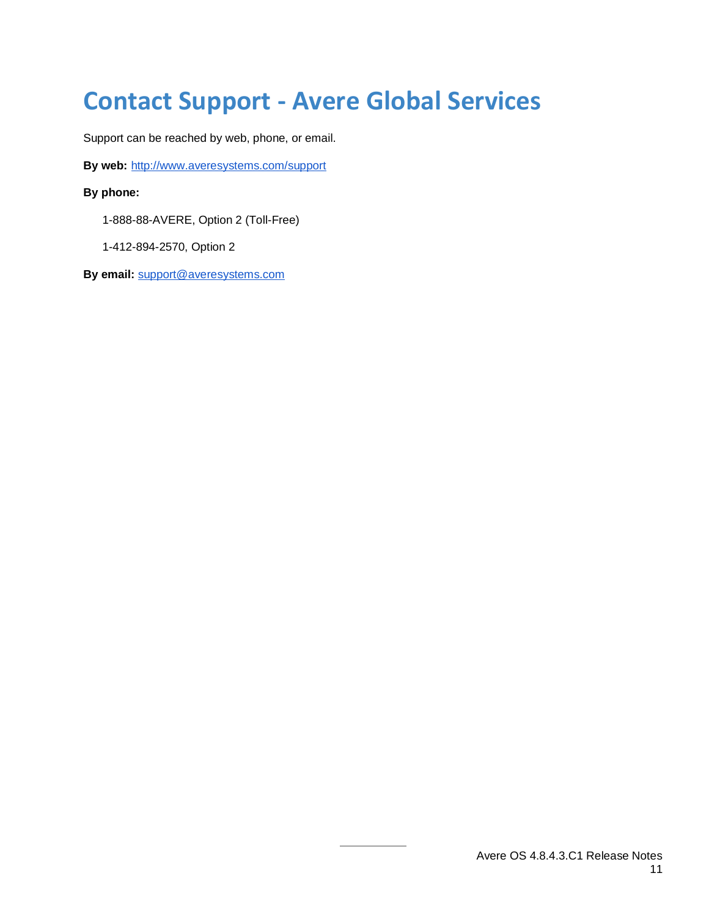# Contact Support - Avere Global Services

Support can be reached by web, phone, or email.

**By web:** http://www.averesystems.com/support

**By phone:**

1-888-88-AVERE, Option 2 (Toll-Free)

1-412-894-2570, Option 2

**By email:** support@averesystems.com